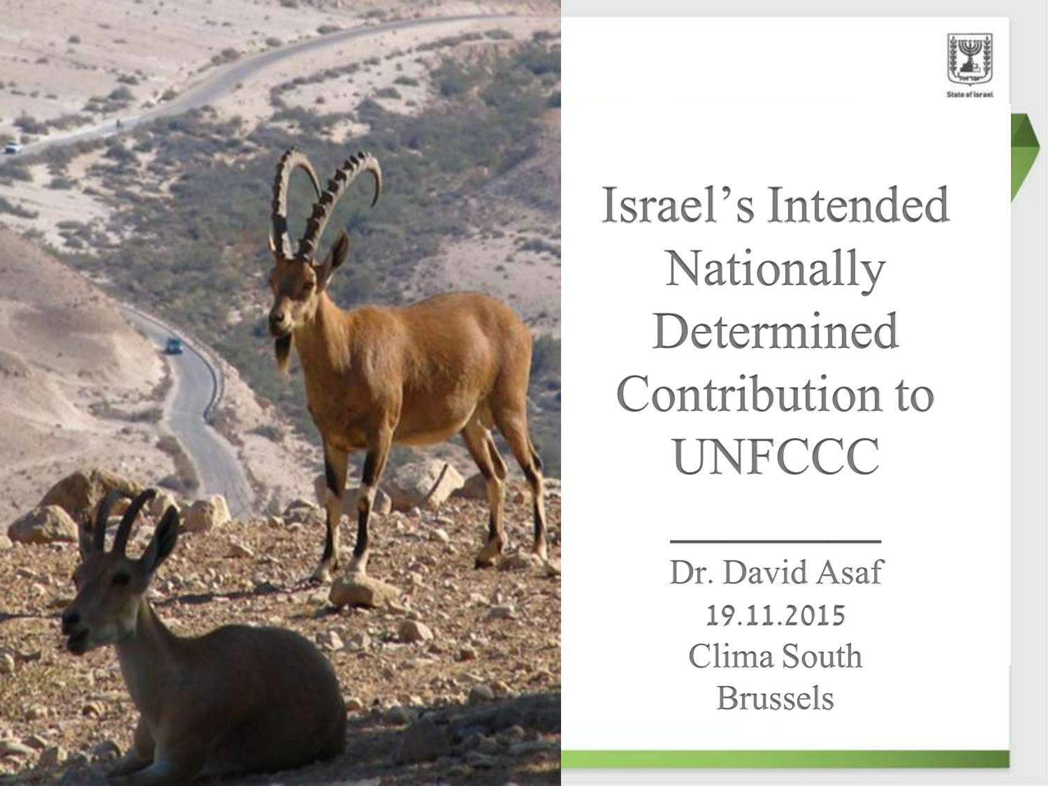# Israel's Intended Nationally Determined Contribution to UNFCCC

Dr. David Asaf
19.11.2015
Clima South
Brussels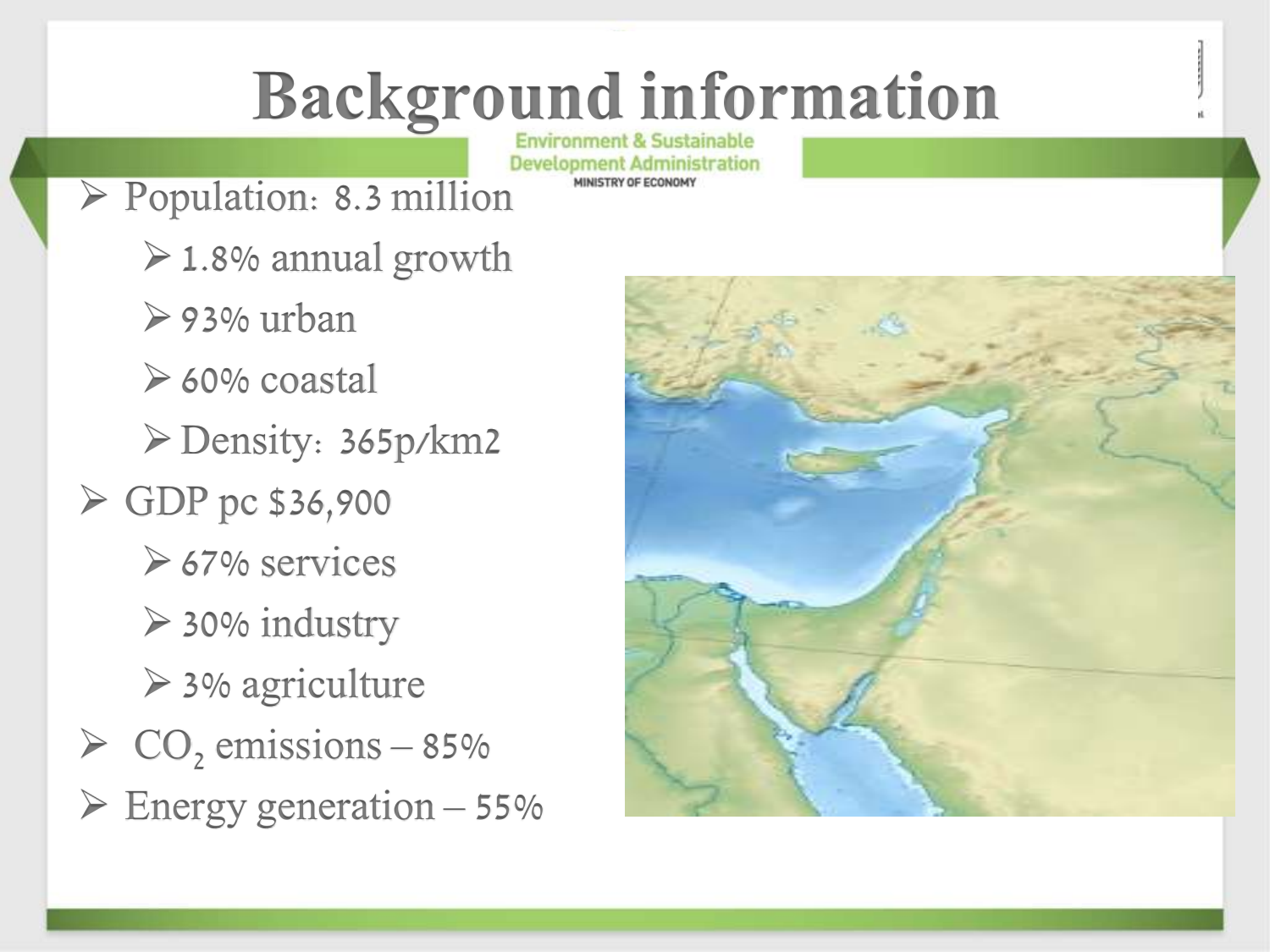# Background information

Environment & Sustainable Development Administration

MINISTRY OF ECONOMY

- Population: 8.3 million
  - 1.8% annual growth
  - 93% urban
  - 60% coastal
  - Density: 365p/km2
- GDP pc $36,900
  - 67% services
  - 30% industry
  - 3% agriculture
- $CO_2$ emissions – 85%
- Energy generation – 55%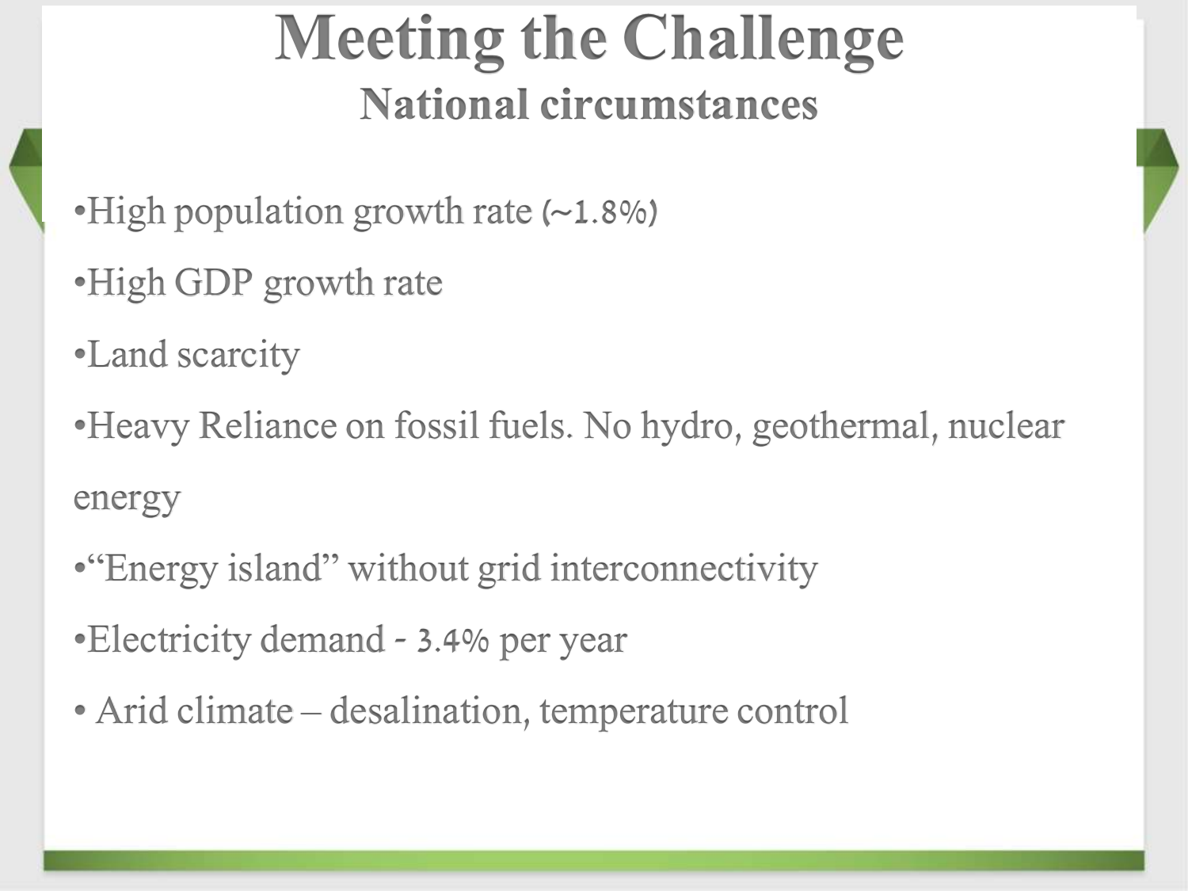# Meeting the Challenge

## National circumstances

- High population growth rate (~1.8%)
- High GDP growth rate
- Land scarcity
- Heavy Reliance on fossil fuels. No hydro, geothermal, nuclear energy
- "Energy island" without grid interconnectivity
- Electricity demand - 3.4% per year
- Arid climate – desalination, temperature control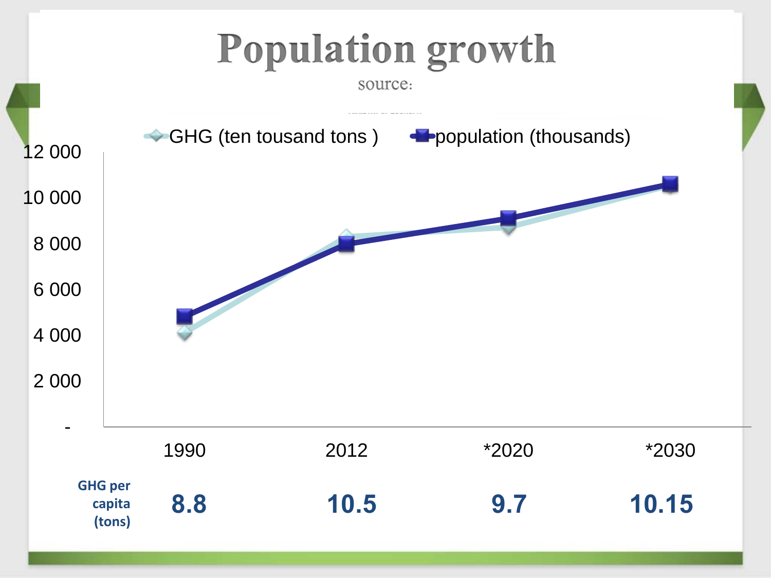# Population growth

source:

GHG (ten tousand tons ) | population (thousands)

| | 1990 | 2012 | *2020 | *2030 |
|---|---|---|---|---|
| GHG per capita (tons) | 8.8 | 10.5 | 9.7 | 10.15 |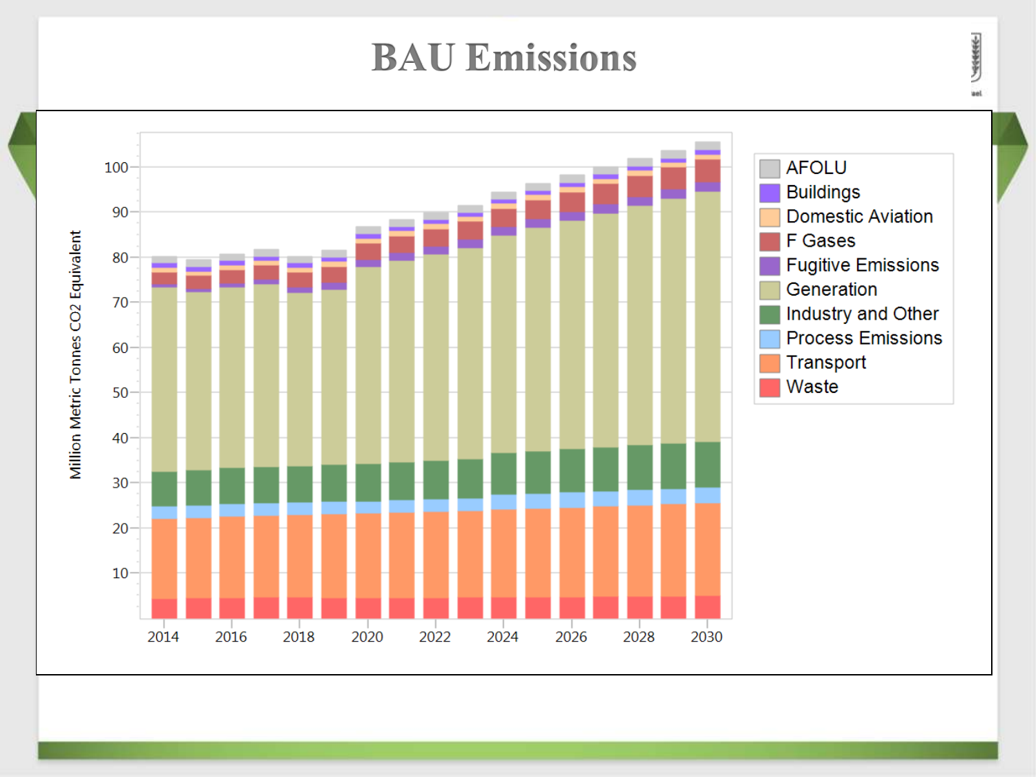# BAU Emissions

Million Metric Tonnes CO2 Equivalent

AFOLU
Buildings
Domestic Aviation
F Gases
Fugitive Emissions
Generation
Industry and Other
Process Emissions
Transport
Waste

10, 20, 30, 40, 50, 60, 70, 80, 90, 100

2014, 2016, 2018, 2020, 2022, 2024, 2026, 2028, 2030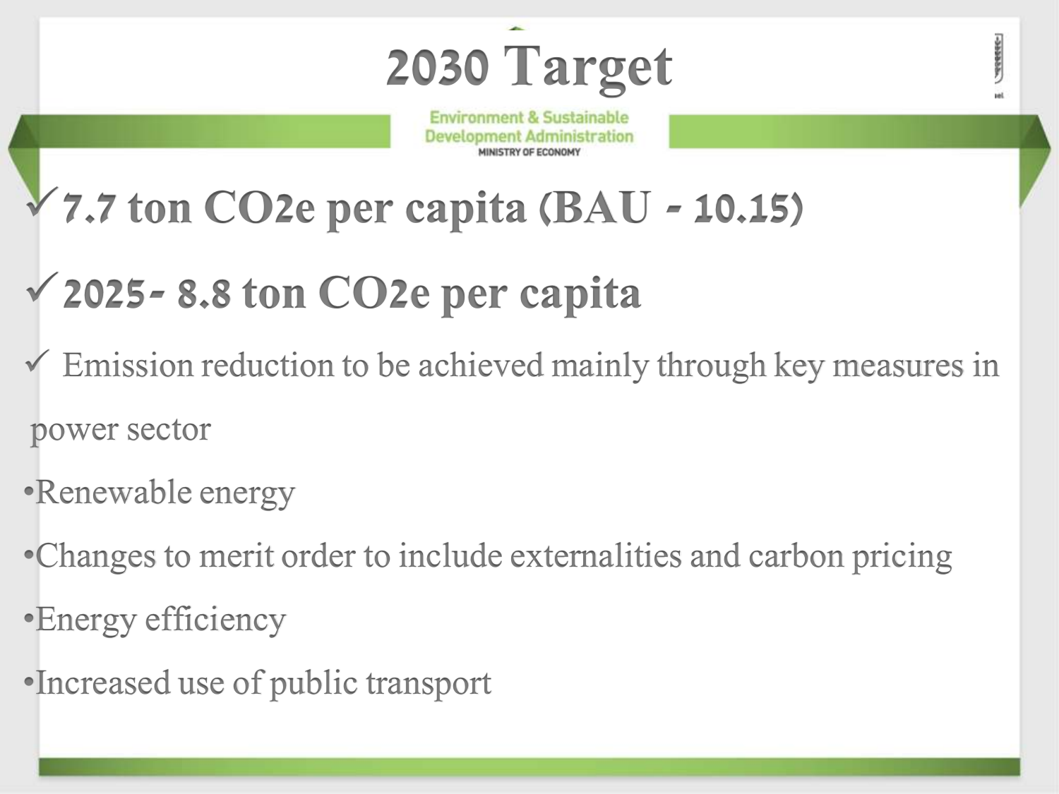# 2030 Target

Environment & Sustainable Development Administration
MINISTRY OF ECONOMY

- ✓ **7.7 ton $CO_2e$ per capita (BAU - 10.15)**
- ✓ **2025- 8.8 ton $CO_2e$ per capita**
- ✓ Emission reduction to be achieved mainly through key measures in power sector

•Renewable energy

•Changes to merit order to include externalities and carbon pricing

•Energy efficiency

•Increased use of public transport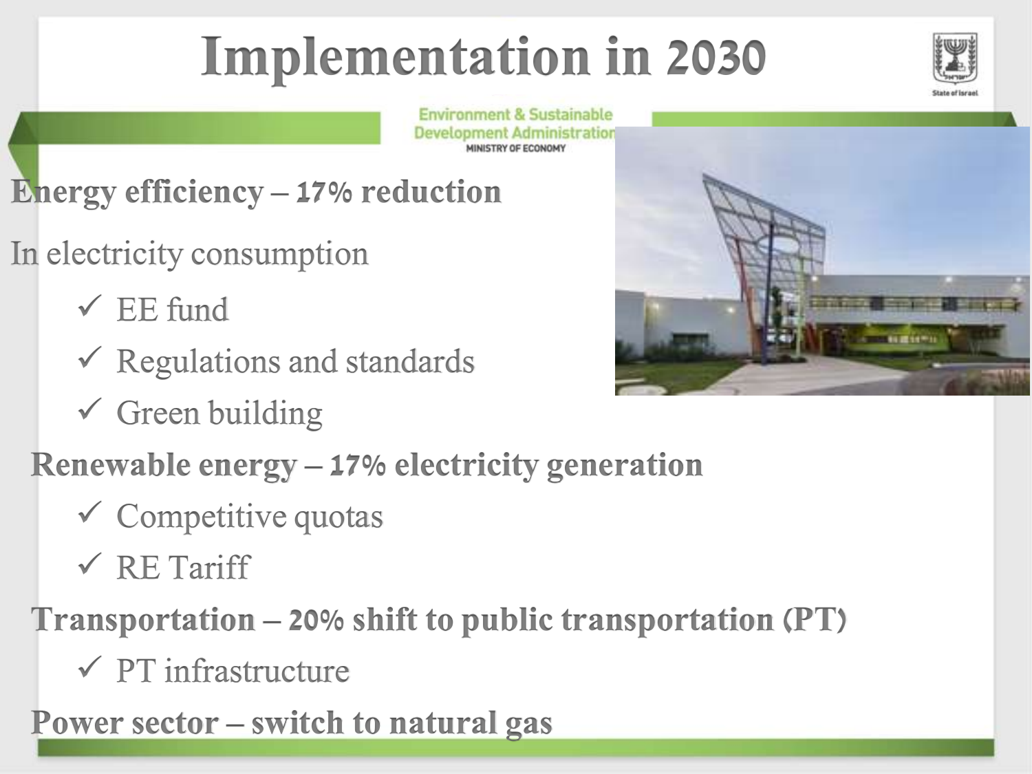# Implementation in 2030

Environment & Sustainable Development Administration
MINISTRY OF ECONOMY

**Energy efficiency – 17% reduction**

In electricity consumption

- ✓ EE fund
- ✓ Regulations and standards
- ✓ Green building

**Renewable energy – 17% electricity generation**

- ✓ Competitive quotas
- ✓ RE Tariff

**Transportation – 20% shift to public transportation (PT)**

- ✓ PT infrastructure

**Power sector – switch to natural gas**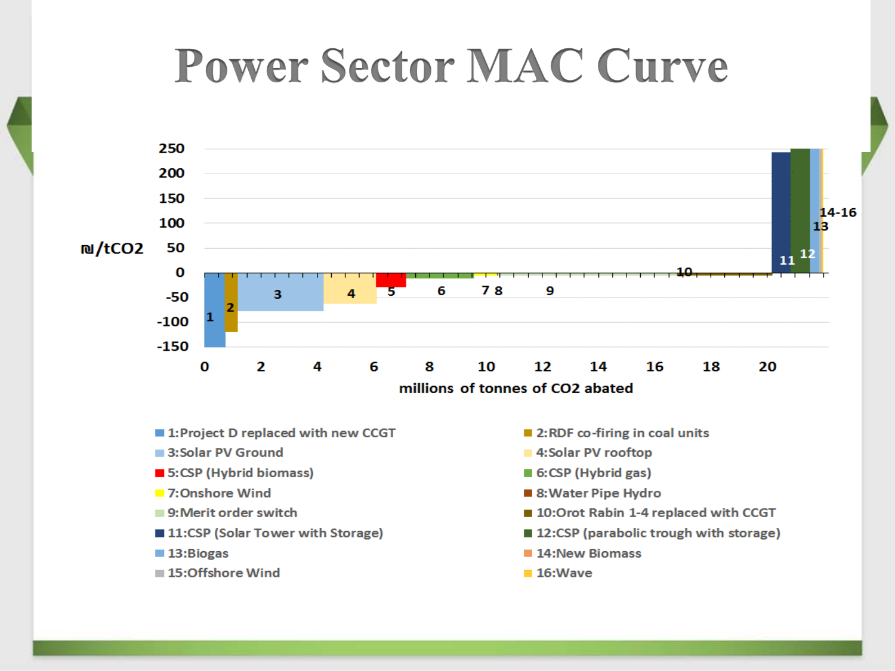# Power Sector MAC Curve

₪/tCO2

millions of tonnes of CO2 abated

- 1:Project D replaced with new CCGT
- 2:RDF co-firing in coal units
- 3:Solar PV Ground
- 4:Solar PV rooftop
- 5:CSP (Hybrid biomass)
- 6:CSP (Hybrid gas)
- 7:Onshore Wind
- 8:Water Pipe Hydro
- 9:Merit order switch
- 10:Orot Rabin 1-4 replaced with CCGT
- 11:CSP (Solar Tower with Storage)
- 12:CSP (parabolic trough with storage)
- 13:Biogas
- 14:New Biomass
- 15:Offshore Wind
- 16:Wave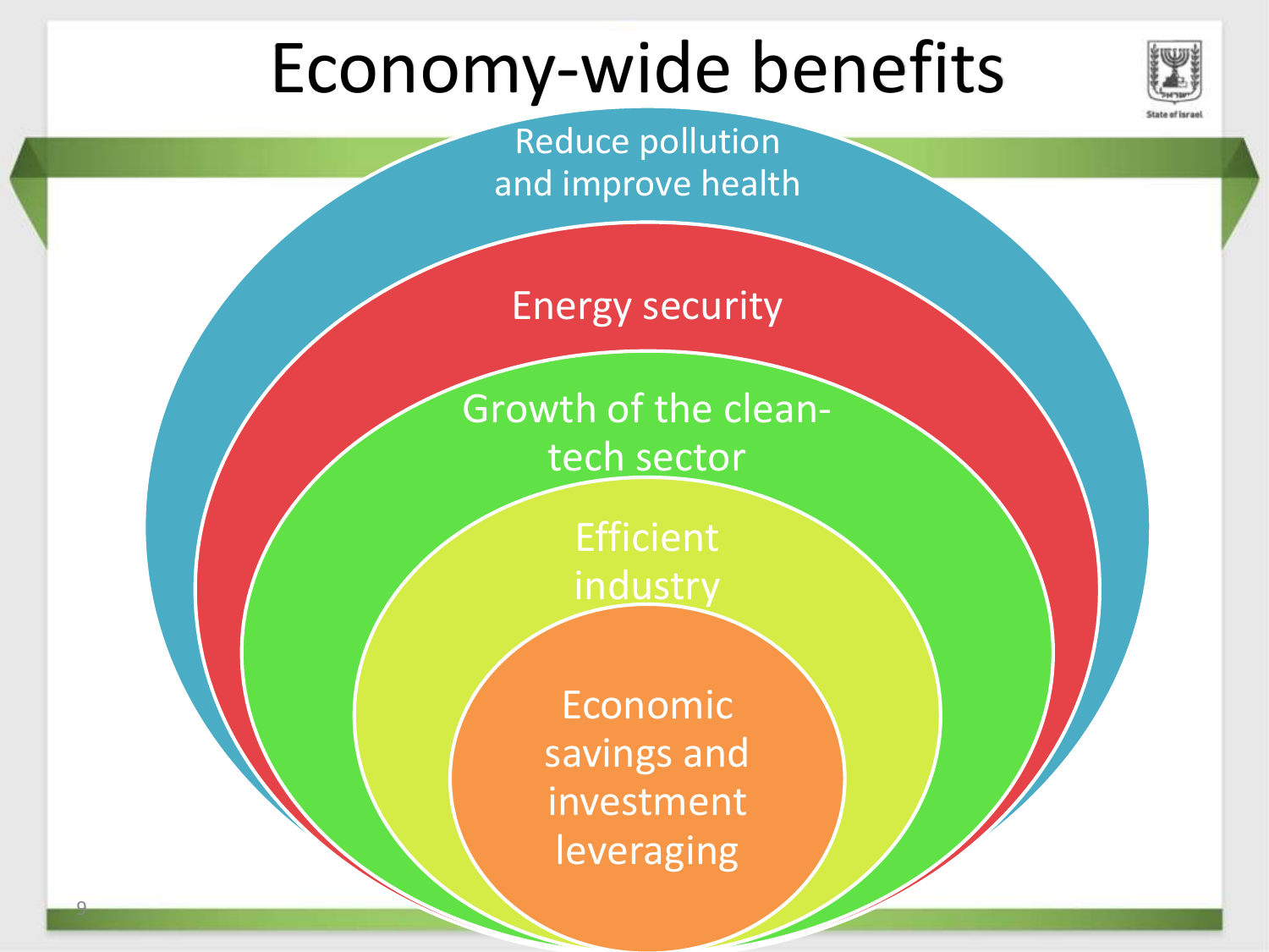# Economy-wide benefits

Reduce pollution and improve health

Energy security

Growth of the clean-tech sector

Efficient industry

Economic savings and investment leveraging